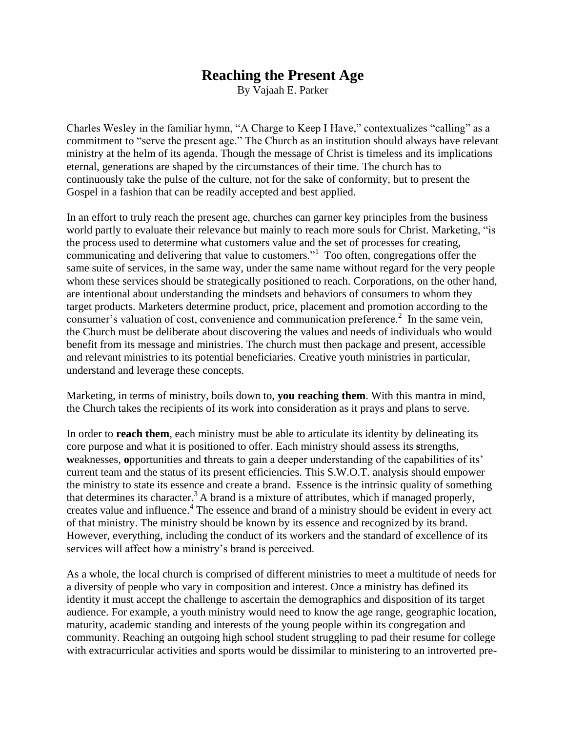# Reaching the Present Age

By Vajaah E. Parker

Charles Wesley in the familiar hymn, "A Charge to Keep I Have," contextualizes "calling" as a commitment to "serve the present age." The Church as an institution should always have relevant ministry at the helm of its agenda. Though the message of Christ is timeless and its implications eternal, generations are shaped by the circumstances of their time. The church has to continuously take the pulse of the culture, not for the sake of conformity, but to present the Gospel in a fashion that can be readily accepted and best applied.

In an effort to truly reach the present age, churches can garner key principles from the business world partly to evaluate their relevance but mainly to reach more souls for Christ. Marketing, "is the process used to determine what customers value and the set of processes for creating, communicating and delivering that value to customers."[1] Too often, congregations offer the same suite of services, in the same way, under the same name without regard for the very people whom these services should be strategically positioned to reach. Corporations, on the other hand, are intentional about understanding the mindsets and behaviors of consumers to whom they target products. Marketers determine product, price, placement and promotion according to the consumer's valuation of cost, convenience and communication preference.[2] In the same vein, the Church must be deliberate about discovering the values and needs of individuals who would benefit from its message and ministries. The church must then package and present, accessible and relevant ministries to its potential beneficiaries. Creative youth ministries in particular, understand and leverage these concepts.

Marketing, in terms of ministry, boils down to, **you reaching them**. With this mantra in mind, the Church takes the recipients of its work into consideration as it prays and plans to serve.

In order to **reach them**, each ministry must be able to articulate its identity by delineating its core purpose and what it is positioned to offer. Each ministry should assess its **s**trengths, **w**eaknesses, **o**pportunities and **t**hreats to gain a deeper understanding of the capabilities of its' current team and the status of its present efficiencies. This S.W.O.T. analysis should empower the ministry to state its essence and create a brand. Essence is the intrinsic quality of something that determines its character.[3] A brand is a mixture of attributes, which if managed properly, creates value and influence.[4] The essence and brand of a ministry should be evident in every act of that ministry. The ministry should be known by its essence and recognized by its brand. However, everything, including the conduct of its workers and the standard of excellence of its services will affect how a ministry's brand is perceived.

As a whole, the local church is comprised of different ministries to meet a multitude of needs for a diversity of people who vary in composition and interest. Once a ministry has defined its identity it must accept the challenge to ascertain the demographics and disposition of its target audience. For example, a youth ministry would need to know the age range, geographic location, maturity, academic standing and interests of the young people within its congregation and community. Reaching an outgoing high school student struggling to pad their resume for college with extracurricular activities and sports would be dissimilar to ministering to an introverted pre-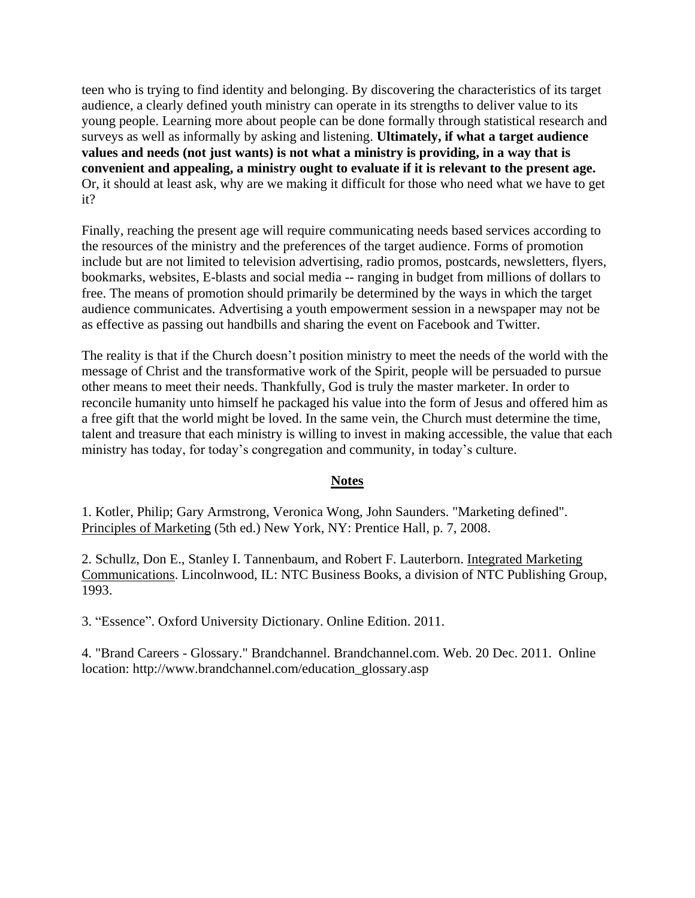teen who is trying to find identity and belonging. By discovering the characteristics of its target audience, a clearly defined youth ministry can operate in its strengths to deliver value to its young people. Learning more about people can be done formally through statistical research and surveys as well as informally by asking and listening. **Ultimately, if what a target audience values and needs (not just wants) is not what a ministry is providing, in a way that is convenient and appealing, a ministry ought to evaluate if it is relevant to the present age.** Or, it should at least ask, why are we making it difficult for those who need what we have to get it?

Finally, reaching the present age will require communicating needs based services according to the resources of the ministry and the preferences of the target audience. Forms of promotion include but are not limited to television advertising, radio promos, postcards, newsletters, flyers, bookmarks, websites, E-blasts and social media -- ranging in budget from millions of dollars to free. The means of promotion should primarily be determined by the ways in which the target audience communicates. Advertising a youth empowerment session in a newspaper may not be as effective as passing out handbills and sharing the event on Facebook and Twitter.

The reality is that if the Church doesn't position ministry to meet the needs of the world with the message of Christ and the transformative work of the Spirit, people will be persuaded to pursue other means to meet their needs. Thankfully, God is truly the master marketer. In order to reconcile humanity unto himself he packaged his value into the form of Jesus and offered him as a free gift that the world might be loved. In the same vein, the Church must determine the time, talent and treasure that each ministry is willing to invest in making accessible, the value that each ministry has today, for today's congregation and community, in today's culture.

## Notes

1. Kotler, Philip; Gary Armstrong, Veronica Wong, John Saunders. "Marketing defined". Principles of Marketing (5th ed.) New York, NY: Prentice Hall, p. 7, 2008.

2. Schullz, Don E., Stanley I. Tannenbaum, and Robert F. Lauterborn. Integrated Marketing Communications. Lincolnwood, IL: NTC Business Books, a division of NTC Publishing Group, 1993.

3. "Essence". Oxford University Dictionary. Online Edition. 2011.

4. "Brand Careers - Glossary." Brandchannel. Brandchannel.com. Web. 20 Dec. 2011. Online location: http://www.brandchannel.com/education_glossary.asp